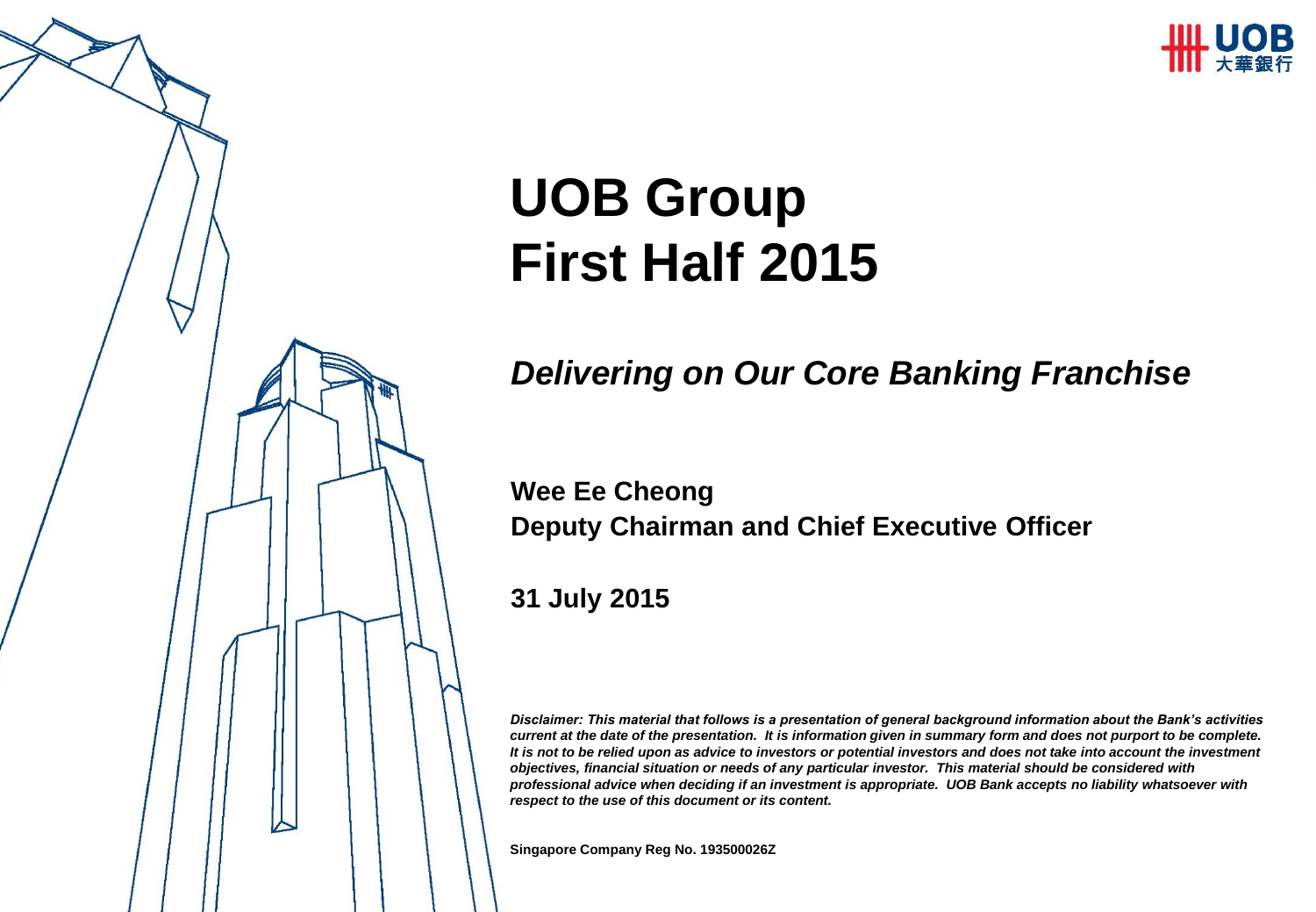# UOB Group
# First Half 2015

## *Delivering on Our Core Banking Franchise*

**Wee Ee Cheong**
**Deputy Chairman and Chief Executive Officer**

**31 July 2015**

***Disclaimer: This material that follows is a presentation of general background information about the Bank's activities current at the date of the presentation. It is information given in summary form and does not purport to be complete. It is not to be relied upon as advice to investors or potential investors and does not take into account the investment objectives, financial situation or needs of any particular investor. This material should be considered with professional advice when deciding if an investment is appropriate. UOB Bank accepts no liability whatsoever with respect to the use of this document or its content.***

**Singapore Company Reg No. 193500026Z**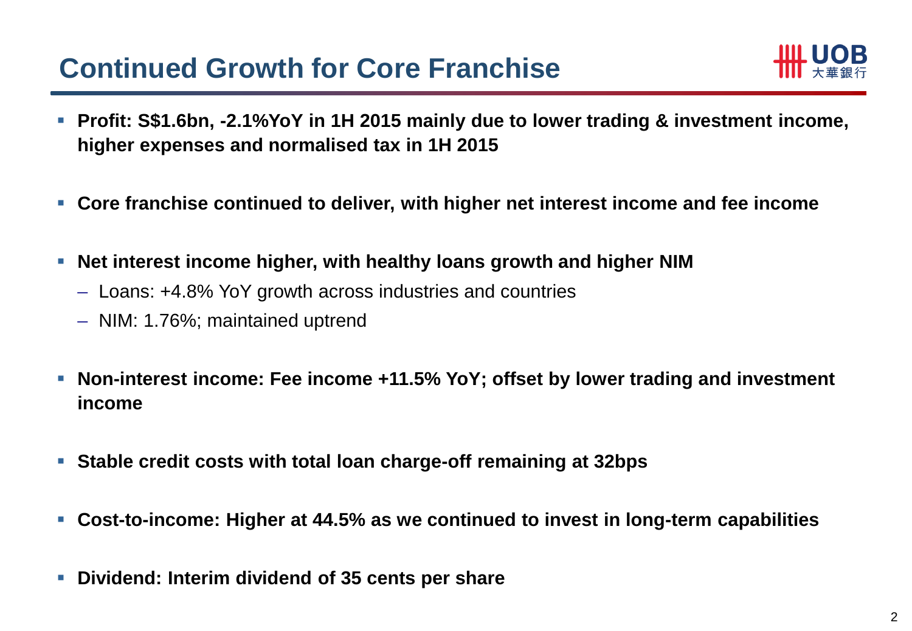# Continued Growth for Core Franchise

- **Profit: S$1.6bn, -2.1%YoY in 1H 2015 mainly due to lower trading & investment income, higher expenses and normalised tax in 1H 2015**
- **Core franchise continued to deliver, with higher net interest income and fee income**
- **Net interest income higher, with healthy loans growth and higher NIM**
  - Loans: +4.8% YoY growth across industries and countries
  - NIM: 1.76%; maintained uptrend
- **Non-interest income: Fee income +11.5% YoY; offset by lower trading and investment income**
- **Stable credit costs with total loan charge-off remaining at 32bps**
- **Cost-to-income: Higher at 44.5% as we continued to invest in long-term capabilities**
- **Dividend: Interim dividend of 35 cents per share**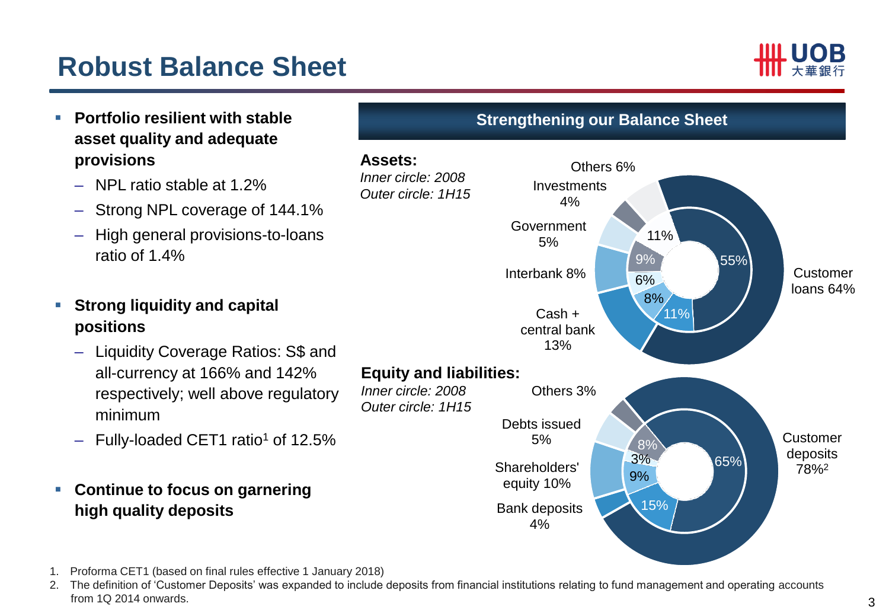# Robust Balance Sheet

- **Portfolio resilient with stable asset quality and adequate provisions**
  - NPL ratio stable at 1.2%
  - Strong NPL coverage of 144.1%
  - High general provisions-to-loans ratio of 1.4%
- **Strong liquidity and capital positions**
  - Liquidity Coverage Ratios: S$ and all-currency at 166% and 142% respectively; well above regulatory minimum
  - Fully-loaded CET1 ratio[1] of 12.5%
- **Continue to focus on garnering high quality deposits**

## Strengthening our Balance Sheet

**Assets:**
*Inner circle: 2008*
*Outer circle: 1H15*

| Assets | 2008 (Inner) | 1H15 (Outer) |
|---|---|---|
| Customer loans | 55% | 64% |
| Cash + central bank | 11% | 13% |
| Interbank | 8% | 8% |
| Government | 6% | 5% |
| Investments | 9% | 4% |
| Others | 11% | 6% |

**Equity and liabilities:**
*Inner circle: 2008*
*Outer circle: 1H15*

| Equity and liabilities | 2008 (Inner) | 1H15 (Outer) |
|---|---|---|
| Customer deposits | 65% | 78%[2] |
| Bank deposits | 15% | 4% |
| Shareholders' equity | 9% | 10% |
| Debts issued | 3% | 5% |
| Others | 8% | 3% |

1. Proforma CET1 (based on final rules effective 1 January 2018)
2. The definition of 'Customer Deposits' was expanded to include deposits from financial institutions relating to fund management and operating accounts from 1Q 2014 onwards.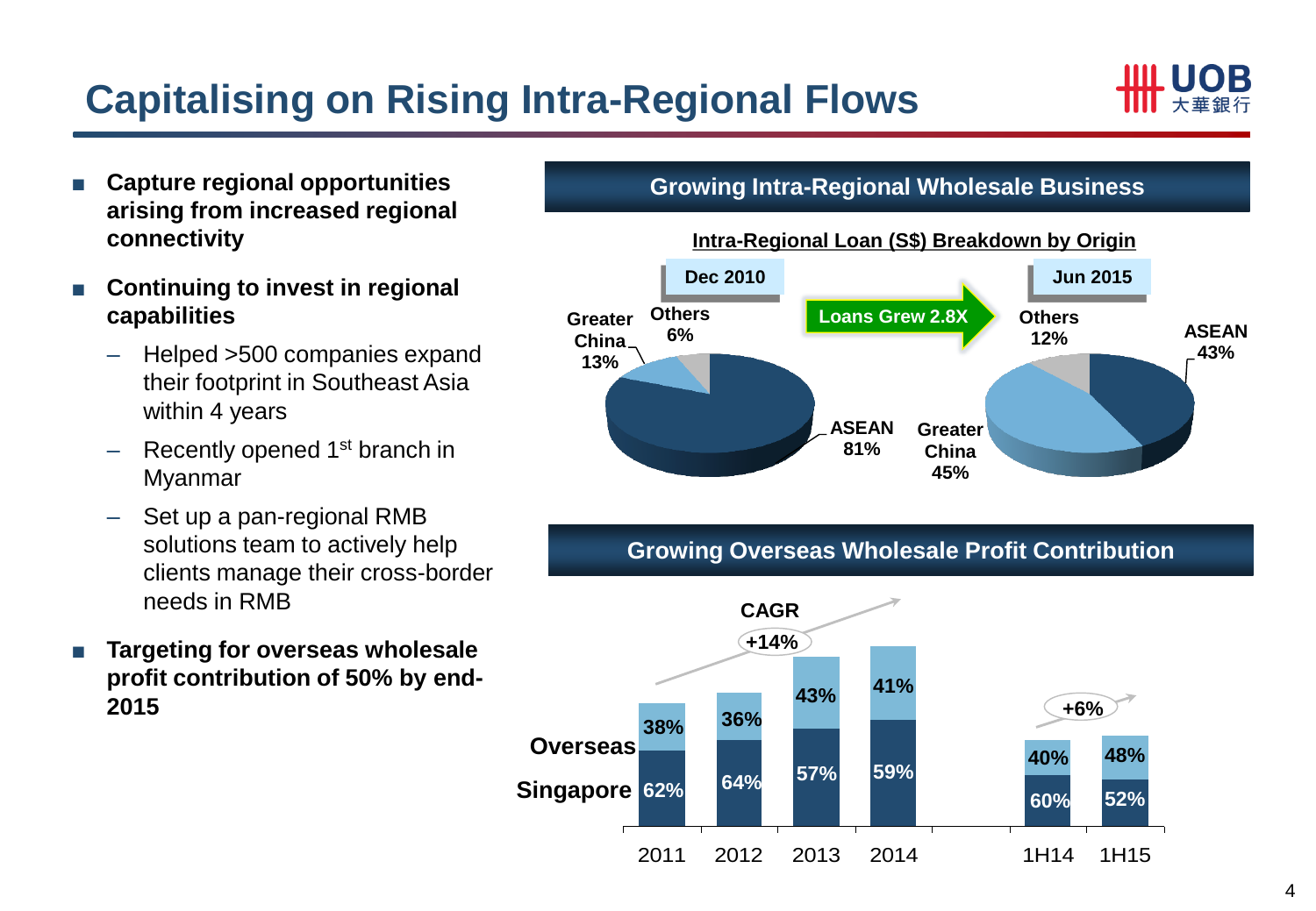# Capitalising on Rising Intra-Regional Flows

- **Capture regional opportunities arising from increased regional connectivity**
- **Continuing to invest in regional capabilities**
  - Helped >500 companies expand their footprint in Southeast Asia within 4 years
  - Recently opened 1st branch in Myanmar
  - Set up a pan-regional RMB solutions team to actively help clients manage their cross-border needs in RMB
- **Targeting for overseas wholesale profit contribution of 50% by end-2015**

## Growing Intra-Regional Wholesale Business

**Intra-Regional Loan (S$) Breakdown by Origin**

Loans Grew 2.8X

| Origin | Dec 2010 | Jun 2015 |
|---|---|---|
| ASEAN | 81% | 43% |
| Greater China | 13% | 45% |
| Others | 6% | 12% |

## Growing Overseas Wholesale Profit Contribution

CAGR +14% (2011–2014); +6% (1H14–1H15)

| | 2011 | 2012 | 2013 | 2014 | 1H14 | 1H15 |
|---|---|---|---|---|---|---|
| Overseas | 38% | 36% | 43% | 41% | 40% | 48% |
| Singapore | 62% | 64% | 57% | 59% | 60% | 52% |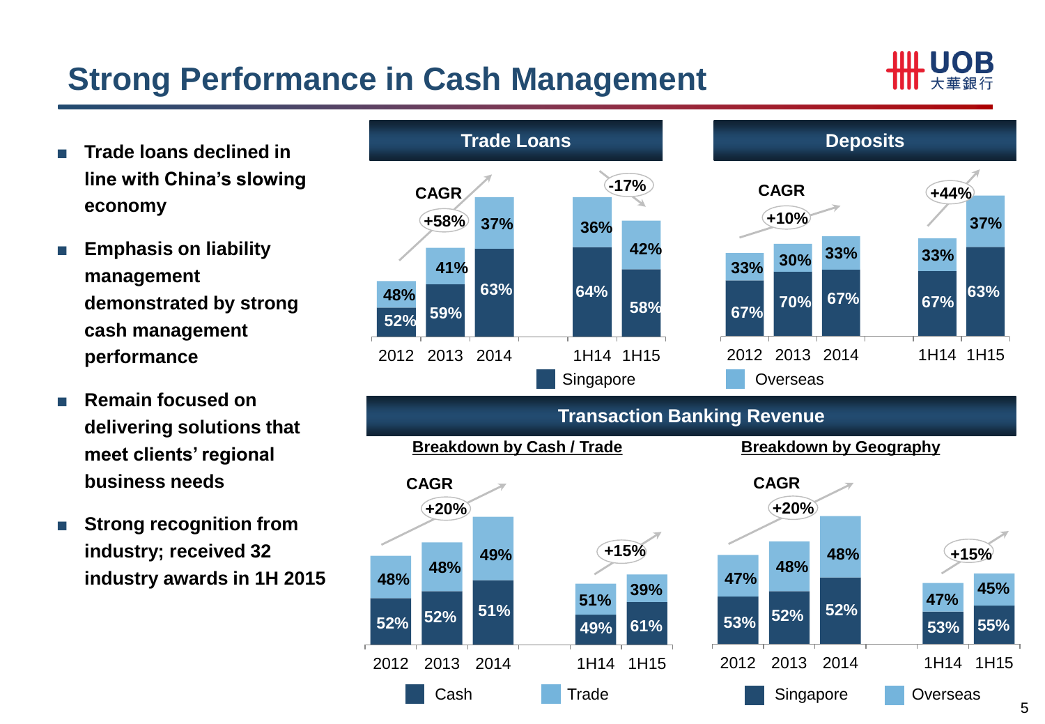# Strong Performance in Cash Management

- **Trade loans declined in line with China's slowing economy**
- **Emphasis on liability management demonstrated by strong cash management performance**
- **Remain focused on delivering solutions that meet clients' regional business needs**
- **Strong recognition from industry; received 32 industry awards in 1H 2015**

## Trade Loans

CAGR +58% (2012–2014); -17% (1H14 to 1H15)

| | 2012 | 2013 | 2014 | 1H14 | 1H15 |
|---|---|---|---|---|---|
| Singapore | 52% | 59% | 63% | 64% | 58% |
| Overseas | 48% | 41% | 37% | 36% | 42% |

## Deposits

CAGR +10% (2012–2014); +44% (1H14 to 1H15)

| | 2012 | 2013 | 2014 | 1H14 | 1H15 |
|---|---|---|---|---|---|
| Singapore | 67% | 70% | 67% | 67% | 63% |
| Overseas | 33% | 30% | 33% | 33% | 37% |

## Transaction Banking Revenue

### Breakdown by Cash / Trade

CAGR +20% (2012–2014); +15% (1H14 to 1H15)

| | 2012 | 2013 | 2014 | 1H14 | 1H15 |
|---|---|---|---|---|---|
| Cash | 52% | 52% | 51% | 49% | 61% |
| Trade | 48% | 48% | 49% | 51% | 39% |

### Breakdown by Geography

CAGR +20% (2012–2014); +15% (1H14 to 1H15)

| | 2012 | 2013 | 2014 | 1H14 | 1H15 |
|---|---|---|---|---|---|
| Singapore | 53% | 52% | 52% | 53% | 55% |
| Overseas | 47% | 48% | 48% | 47% | 45% |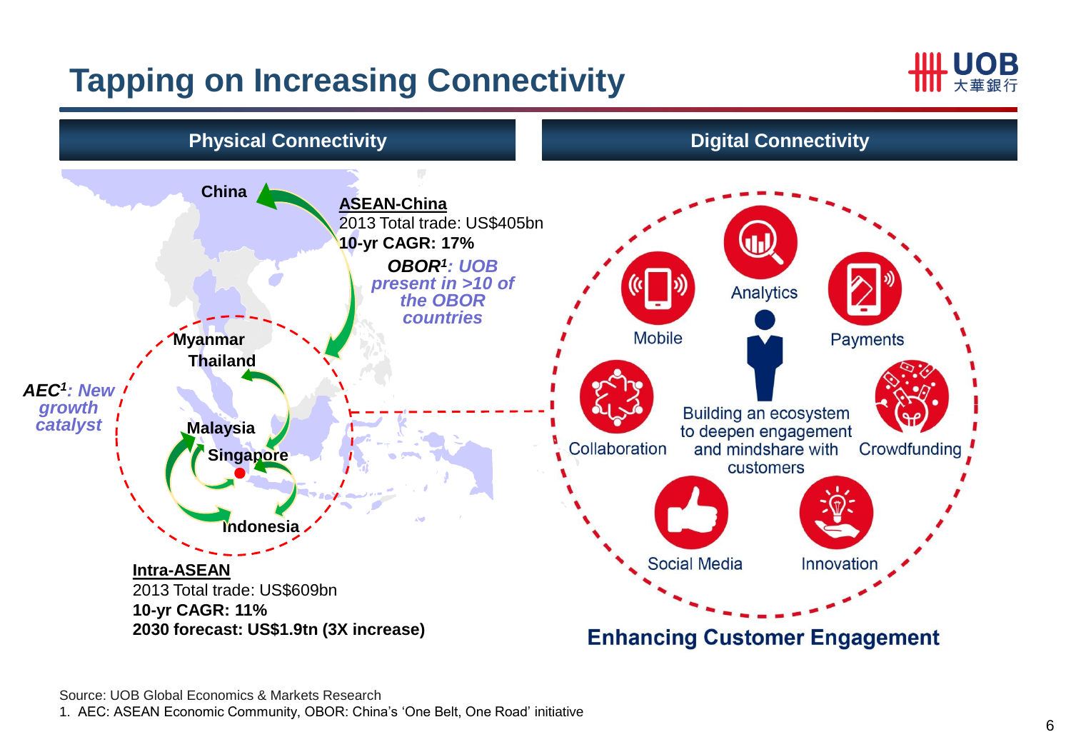# Tapping on Increasing Connectivity

## Physical Connectivity

China

**ASEAN-China**
2013 Total trade: US$405bn
**10-yr CAGR: 17%**

***OBOR[1]*: *UOB present in >10 of the OBOR countries***

Myanmar
Thailand
Malaysia
Singapore
Indonesia

***AEC[1]*: *New growth catalyst***

**Intra-ASEAN**
2013 Total trade: US$609bn
**10-yr CAGR: 11%**
**2030 forecast: US$1.9tn (3X increase)**

## Digital Connectivity

- Mobile
- Analytics
- Payments
- Collaboration
- Crowdfunding
- Social Media
- Innovation

Building an ecosystem to deepen engagement and mindshare with customers

**Enhancing Customer Engagement**

Source: UOB Global Economics & Markets Research
1. AEC: ASEAN Economic Community, OBOR: China's 'One Belt, One Road' initiative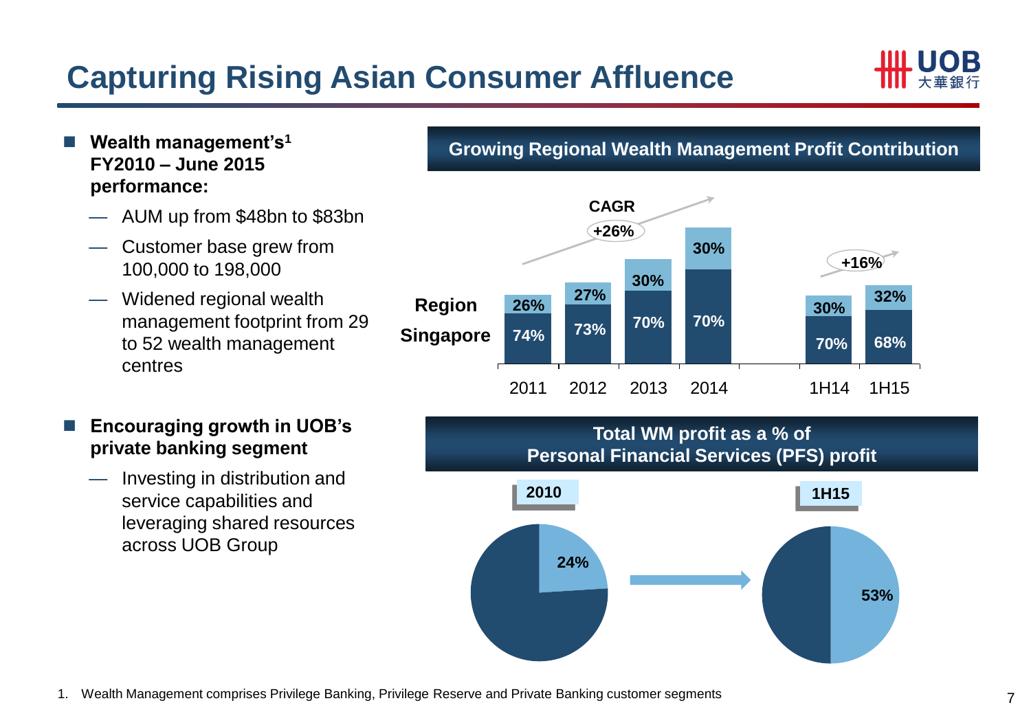# Capturing Rising Asian Consumer Affluence

- **Wealth management's[1] FY2010 – June 2015 performance:**
  - AUM up from $48bn to $83bn
  - Customer base grew from 100,000 to 198,000
  - Widened regional wealth management footprint from 29 to 52 wealth management centres

- **Encouraging growth in UOB's private banking segment**
  - Investing in distribution and service capabilities and leveraging shared resources across UOB Group

## Growing Regional Wealth Management Profit Contribution

| | 2011 | 2012 | 2013 | 2014 | 1H14 | 1H15 |
|---|---|---|---|---|---|---|
| Region | 26% | 27% | 30% | 30% | 30% | 32% |
| Singapore | 74% | 73% | 70% | 70% | 70% | 68% |

CAGR +26% (2011–2014); +16% (1H14–1H15)

## Total WM profit as a % of Personal Financial Services (PFS) profit

| 2010 | 1H15 |
|---|---|
| 24% | 53% |

1. Wealth Management comprises Privilege Banking, Privilege Reserve and Private Banking customer segments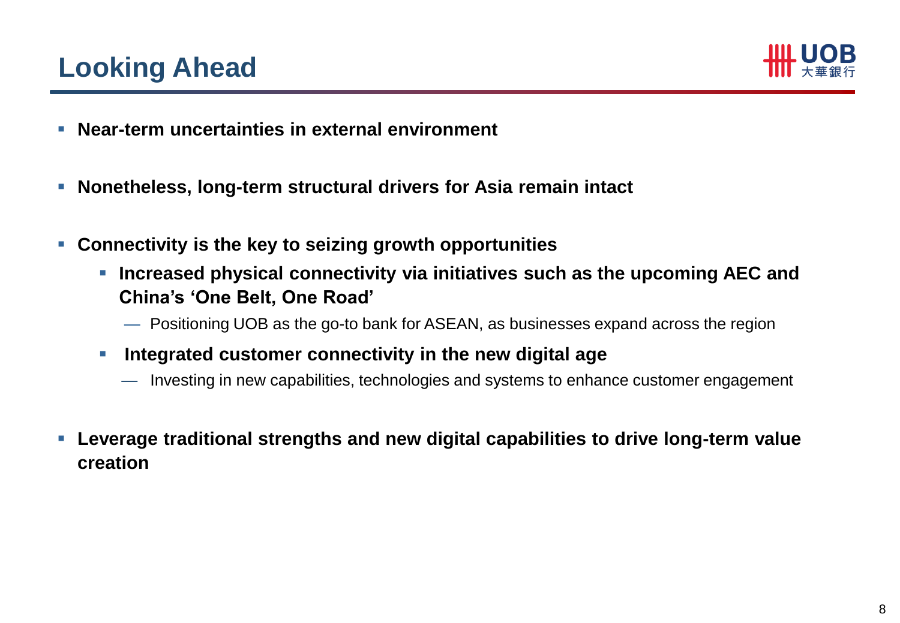# Looking Ahead

- **Near-term uncertainties in external environment**

- **Nonetheless, long-term structural drivers for Asia remain intact**

- **Connectivity is the key to seizing growth opportunities**
  - **Increased physical connectivity via initiatives such as the upcoming AEC and China's 'One Belt, One Road'**
    - Positioning UOB as the go-to bank for ASEAN, as businesses expand across the region
  - **Integrated customer connectivity in the new digital age**
    - Investing in new capabilities, technologies and systems to enhance customer engagement

- **Leverage traditional strengths and new digital capabilities to drive long-term value creation**